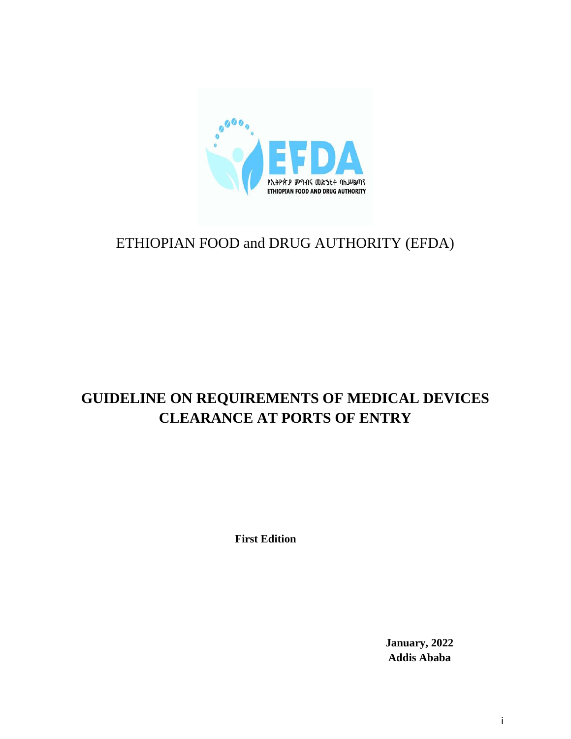ETHIOPIAN FOOD and DRUG AUTHORITY (EFDA)

# GUIDELINE ON REQUIREMENTS OF MEDICAL DEVICES CLEARANCE AT PORTS OF ENTRY

**First Edition**

**January, 2022**
**Addis Ababa**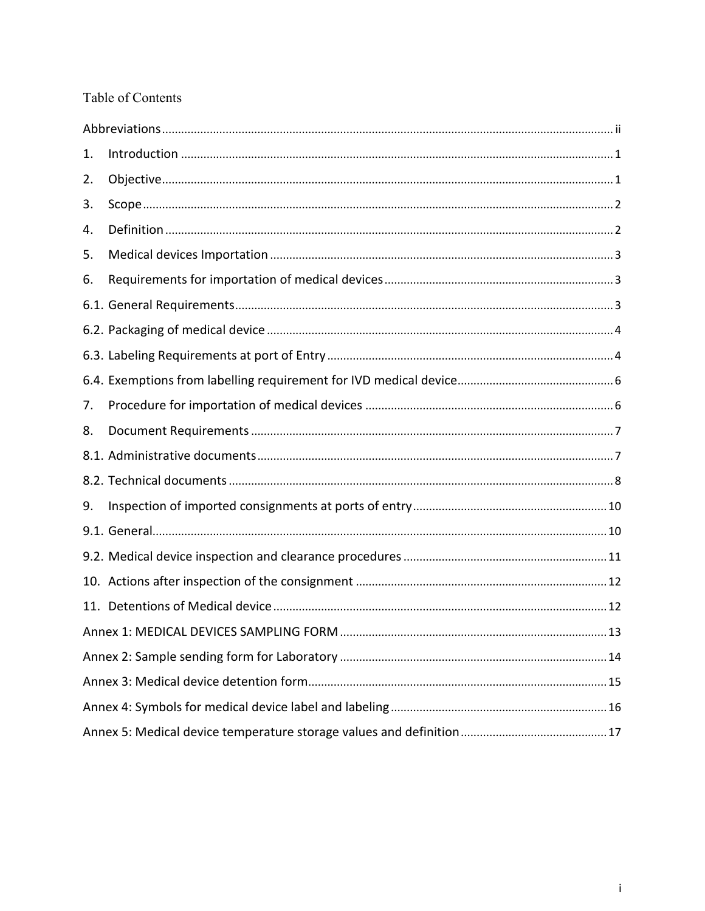# Table of Contents

Abbreviations ..... ii

1. Introduction ..... 1
2. Objective ..... 1
3. Scope ..... 2
4. Definition ..... 2
5. Medical devices Importation ..... 3
6. Requirements for importation of medical devices ..... 3

6.1. General Requirements ..... 3

6.2. Packaging of medical device ..... 4

6.3. Labeling Requirements at port of Entry ..... 4

6.4. Exemptions from labelling requirement for IVD medical device ..... 6

7. Procedure for importation of medical devices ..... 6
8. Document Requirements ..... 7

8.1. Administrative documents ..... 7

8.2. Technical documents ..... 8

9. Inspection of imported consignments at ports of entry ..... 10

9.1. General ..... 10

9.2. Medical device inspection and clearance procedures ..... 11

10. Actions after inspection of the consignment ..... 12
11. Detentions of Medical device ..... 12

Annex 1: MEDICAL DEVICES SAMPLING FORM ..... 13

Annex 2: Sample sending form for Laboratory ..... 14

Annex 3: Medical device detention form ..... 15

Annex 4: Symbols for medical device label and labeling ..... 16

Annex 5: Medical device temperature storage values and definition ..... 17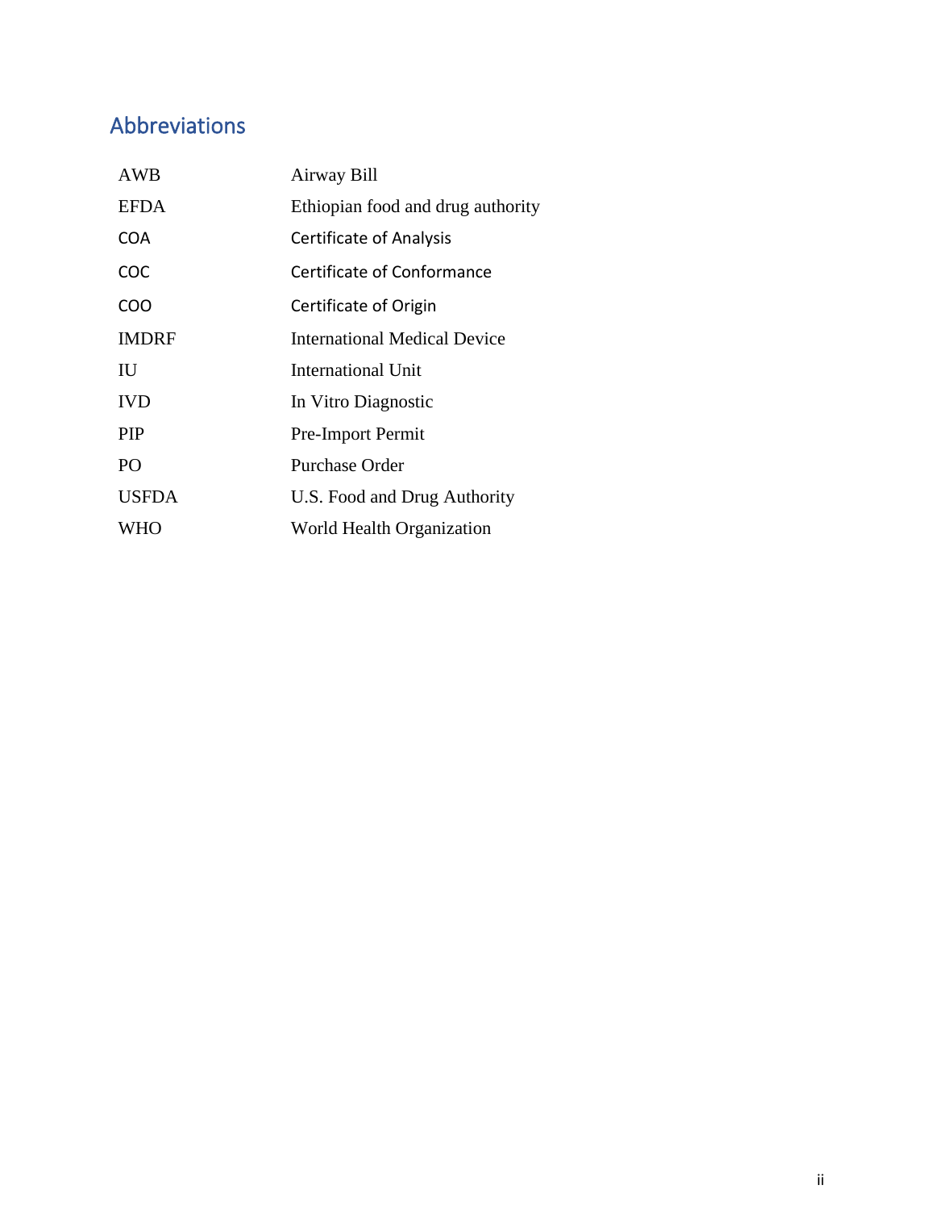## Abbreviations

| | |
|---|---|
| AWB | Airway Bill |
| EFDA | Ethiopian food and drug authority |
| COA | Certificate of Analysis |
| COC | Certificate of Conformance |
| COO | Certificate of Origin |
| IMDRF | International Medical Device |
| IU | International Unit |
| IVD | In Vitro Diagnostic |
| PIP | Pre-Import Permit |
| PO | Purchase Order |
| USFDA | U.S. Food and Drug Authority |
| WHO | World Health Organization |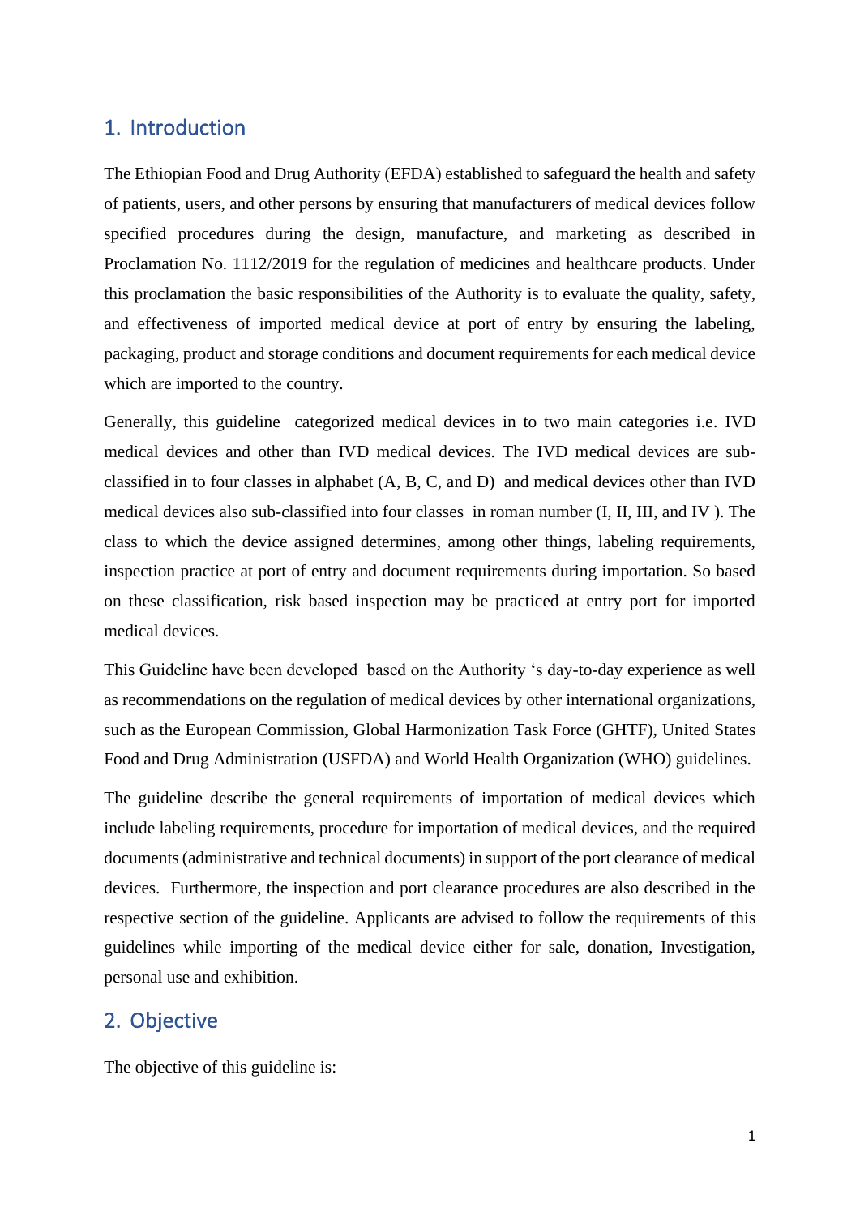## 1. Introduction

The Ethiopian Food and Drug Authority (EFDA) established to safeguard the health and safety of patients, users, and other persons by ensuring that manufacturers of medical devices follow specified procedures during the design, manufacture, and marketing as described in Proclamation No. 1112/2019 for the regulation of medicines and healthcare products. Under this proclamation the basic responsibilities of the Authority is to evaluate the quality, safety, and effectiveness of imported medical device at port of entry by ensuring the labeling, packaging, product and storage conditions and document requirements for each medical device which are imported to the country.

Generally, this guideline categorized medical devices in to two main categories i.e. IVD medical devices and other than IVD medical devices. The IVD medical devices are sub-classified in to four classes in alphabet (A, B, C, and D) and medical devices other than IVD medical devices also sub-classified into four classes in roman number (I, II, III, and IV ). The class to which the device assigned determines, among other things, labeling requirements, inspection practice at port of entry and document requirements during importation. So based on these classification, risk based inspection may be practiced at entry port for imported medical devices.

This Guideline have been developed based on the Authority 's day-to-day experience as well as recommendations on the regulation of medical devices by other international organizations, such as the European Commission, Global Harmonization Task Force (GHTF), United States Food and Drug Administration (USFDA) and World Health Organization (WHO) guidelines.

The guideline describe the general requirements of importation of medical devices which include labeling requirements, procedure for importation of medical devices, and the required documents (administrative and technical documents) in support of the port clearance of medical devices. Furthermore, the inspection and port clearance procedures are also described in the respective section of the guideline. Applicants are advised to follow the requirements of this guidelines while importing of the medical device either for sale, donation, Investigation, personal use and exhibition.

## 2. Objective

The objective of this guideline is: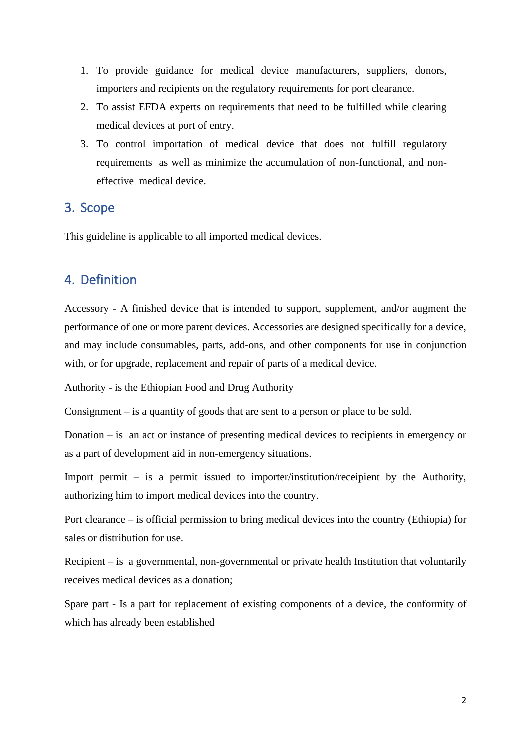1. To provide guidance for medical device manufacturers, suppliers, donors, importers and recipients on the regulatory requirements for port clearance.
2. To assist EFDA experts on requirements that need to be fulfilled while clearing medical devices at port of entry.
3. To control importation of medical device that does not fulfill regulatory requirements as well as minimize the accumulation of non-functional, and non-effective medical device.

## 3. Scope

This guideline is applicable to all imported medical devices.

## 4. Definition

Accessory - A finished device that is intended to support, supplement, and/or augment the performance of one or more parent devices. Accessories are designed specifically for a device, and may include consumables, parts, add-ons, and other components for use in conjunction with, or for upgrade, replacement and repair of parts of a medical device.

Authority - is the Ethiopian Food and Drug Authority

Consignment – is a quantity of goods that are sent to a person or place to be sold.

Donation – is an act or instance of presenting medical devices to recipients in emergency or as a part of development aid in non-emergency situations.

Import permit – is a permit issued to importer/institution/receipient by the Authority, authorizing him to import medical devices into the country.

Port clearance – is official permission to bring medical devices into the country (Ethiopia) for sales or distribution for use.

Recipient – is a governmental, non-governmental or private health Institution that voluntarily receives medical devices as a donation;

Spare part - Is a part for replacement of existing components of a device, the conformity of which has already been established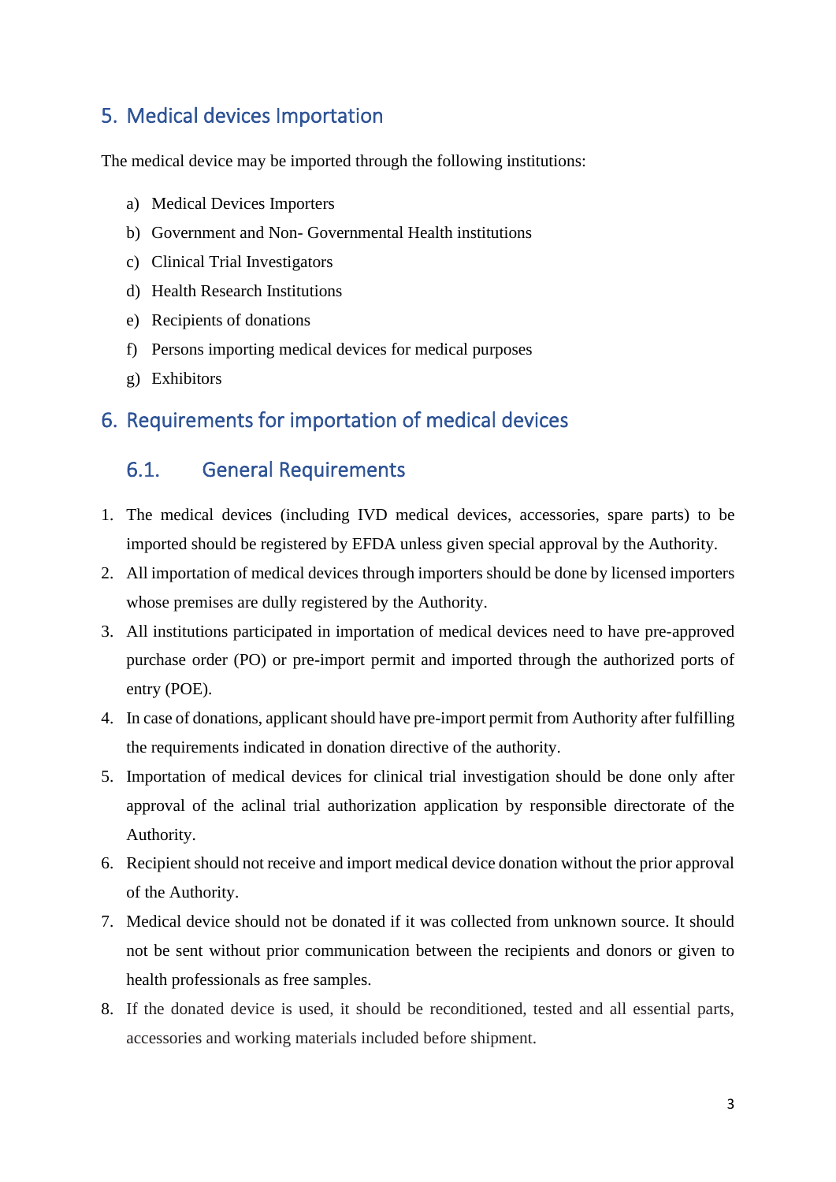## 5. Medical devices Importation

The medical device may be imported through the following institutions:

a) Medical Devices Importers
b) Government and Non- Governmental Health institutions
c) Clinical Trial Investigators
d) Health Research Institutions
e) Recipients of donations
f) Persons importing medical devices for medical purposes
g) Exhibitors

## 6. Requirements for importation of medical devices

### 6.1. General Requirements

1. The medical devices (including IVD medical devices, accessories, spare parts) to be imported should be registered by EFDA unless given special approval by the Authority.
2. All importation of medical devices through importers should be done by licensed importers whose premises are dully registered by the Authority.
3. All institutions participated in importation of medical devices need to have pre-approved purchase order (PO) or pre-import permit and imported through the authorized ports of entry (POE).
4. In case of donations, applicant should have pre-import permit from Authority after fulfilling the requirements indicated in donation directive of the authority.
5. Importation of medical devices for clinical trial investigation should be done only after approval of the aclinal trial authorization application by responsible directorate of the Authority.
6. Recipient should not receive and import medical device donation without the prior approval of the Authority.
7. Medical device should not be donated if it was collected from unknown source. It should not be sent without prior communication between the recipients and donors or given to health professionals as free samples.
8. If the donated device is used, it should be reconditioned, tested and all essential parts, accessories and working materials included before shipment.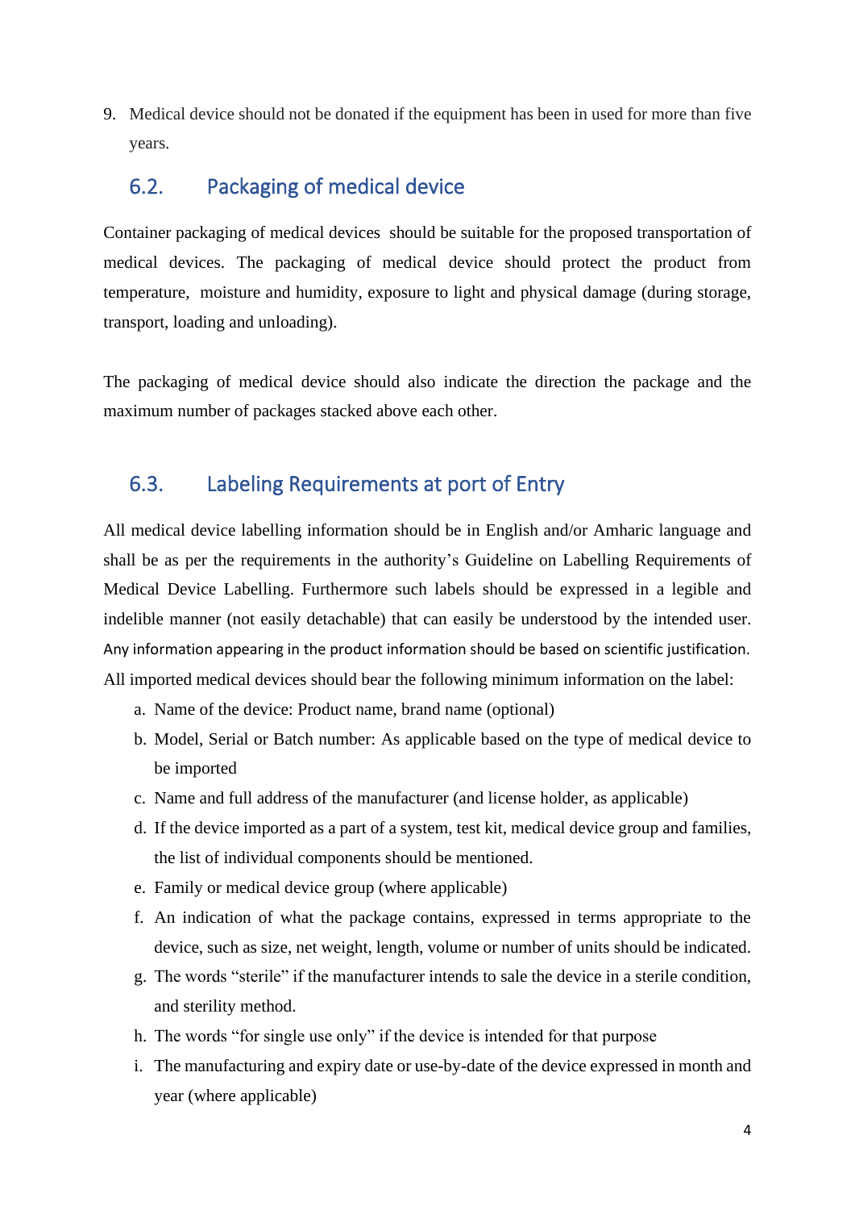9. Medical device should not be donated if the equipment has been in used for more than five years.

## 6.2. Packaging of medical device

Container packaging of medical devices should be suitable for the proposed transportation of medical devices. The packaging of medical device should protect the product from temperature, moisture and humidity, exposure to light and physical damage (during storage, transport, loading and unloading).

The packaging of medical device should also indicate the direction the package and the maximum number of packages stacked above each other.

## 6.3. Labeling Requirements at port of Entry

All medical device labelling information should be in English and/or Amharic language and shall be as per the requirements in the authority's Guideline on Labelling Requirements of Medical Device Labelling. Furthermore such labels should be expressed in a legible and indelible manner (not easily detachable) that can easily be understood by the intended user. Any information appearing in the product information should be based on scientific justification. All imported medical devices should bear the following minimum information on the label:

a. Name of the device: Product name, brand name (optional)
b. Model, Serial or Batch number: As applicable based on the type of medical device to be imported
c. Name and full address of the manufacturer (and license holder, as applicable)
d. If the device imported as a part of a system, test kit, medical device group and families, the list of individual components should be mentioned.
e. Family or medical device group (where applicable)
f. An indication of what the package contains, expressed in terms appropriate to the device, such as size, net weight, length, volume or number of units should be indicated.
g. The words "sterile" if the manufacturer intends to sale the device in a sterile condition, and sterility method.
h. The words "for single use only" if the device is intended for that purpose
i. The manufacturing and expiry date or use-by-date of the device expressed in month and year (where applicable)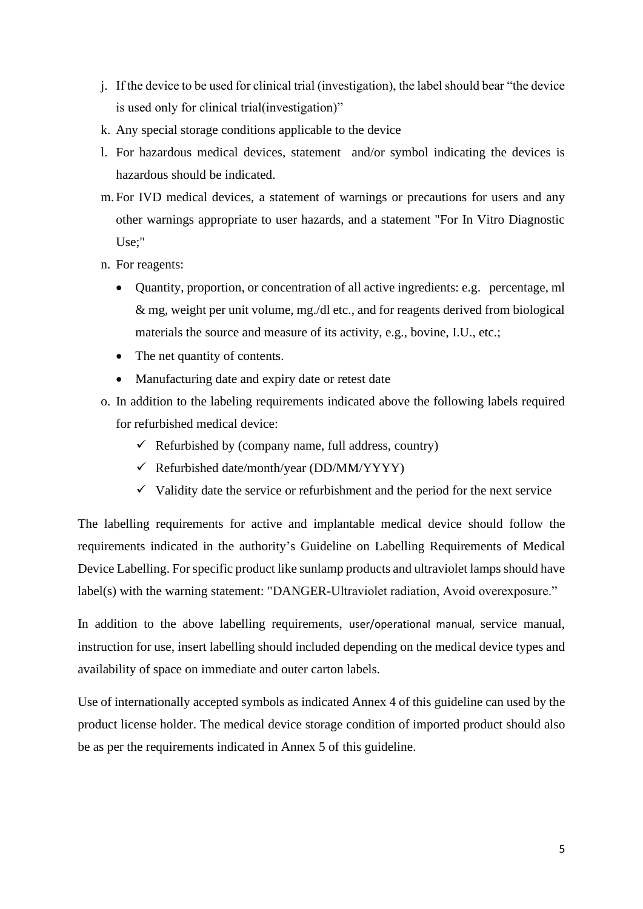j. If the device to be used for clinical trial (investigation), the label should bear "the device is used only for clinical trial(investigation)"

k. Any special storage conditions applicable to the device

l. For hazardous medical devices, statement and/or symbol indicating the devices is hazardous should be indicated.

m. For IVD medical devices, a statement of warnings or precautions for users and any other warnings appropriate to user hazards, and a statement "For In Vitro Diagnostic Use;"

n. For reagents:
   - Quantity, proportion, or concentration of all active ingredients: e.g. percentage, ml & mg, weight per unit volume, mg./dl etc., and for reagents derived from biological materials the source and measure of its activity, e.g., bovine, I.U., etc.;
   - The net quantity of contents.
   - Manufacturing date and expiry date or retest date

o. In addition to the labeling requirements indicated above the following labels required for refurbished medical device:
   - ✓ Refurbished by (company name, full address, country)
   - ✓ Refurbished date/month/year (DD/MM/YYYY)
   - ✓ Validity date the service or refurbishment and the period for the next service

The labelling requirements for active and implantable medical device should follow the requirements indicated in the authority's Guideline on Labelling Requirements of Medical Device Labelling. For specific product like sunlamp products and ultraviolet lamps should have label(s) with the warning statement: "DANGER-Ultraviolet radiation, Avoid overexposure."

In addition to the above labelling requirements, user/operational manual, service manual, instruction for use, insert labelling should included depending on the medical device types and availability of space on immediate and outer carton labels.

Use of internationally accepted symbols as indicated Annex 4 of this guideline can used by the product license holder. The medical device storage condition of imported product should also be as per the requirements indicated in Annex 5 of this guideline.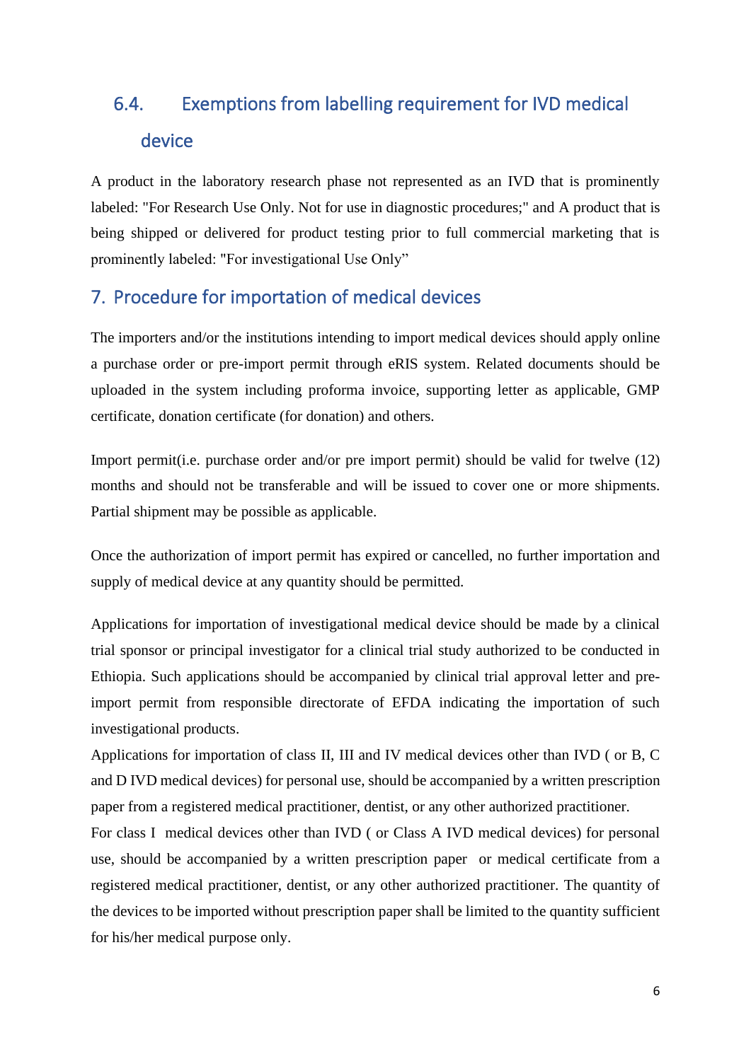### 6.4. Exemptions from labelling requirement for IVD medical device

A product in the laboratory research phase not represented as an IVD that is prominently labeled: "For Research Use Only. Not for use in diagnostic procedures;" and A product that is being shipped or delivered for product testing prior to full commercial marketing that is prominently labeled: "For investigational Use Only”

## 7. Procedure for importation of medical devices

The importers and/or the institutions intending to import medical devices should apply online a purchase order or pre-import permit through eRIS system. Related documents should be uploaded in the system including proforma invoice, supporting letter as applicable, GMP certificate, donation certificate (for donation) and others.

Import permit(i.e. purchase order and/or pre import permit) should be valid for twelve (12) months and should not be transferable and will be issued to cover one or more shipments. Partial shipment may be possible as applicable.

Once the authorization of import permit has expired or cancelled, no further importation and supply of medical device at any quantity should be permitted.

Applications for importation of investigational medical device should be made by a clinical trial sponsor or principal investigator for a clinical trial study authorized to be conducted in Ethiopia. Such applications should be accompanied by clinical trial approval letter and pre-import permit from responsible directorate of EFDA indicating the importation of such investigational products.

Applications for importation of class II, III and IV medical devices other than IVD ( or B, C and D IVD medical devices) for personal use, should be accompanied by a written prescription paper from a registered medical practitioner, dentist, or any other authorized practitioner.

For class I medical devices other than IVD ( or Class A IVD medical devices) for personal use, should be accompanied by a written prescription paper or medical certificate from a registered medical practitioner, dentist, or any other authorized practitioner. The quantity of the devices to be imported without prescription paper shall be limited to the quantity sufficient for his/her medical purpose only.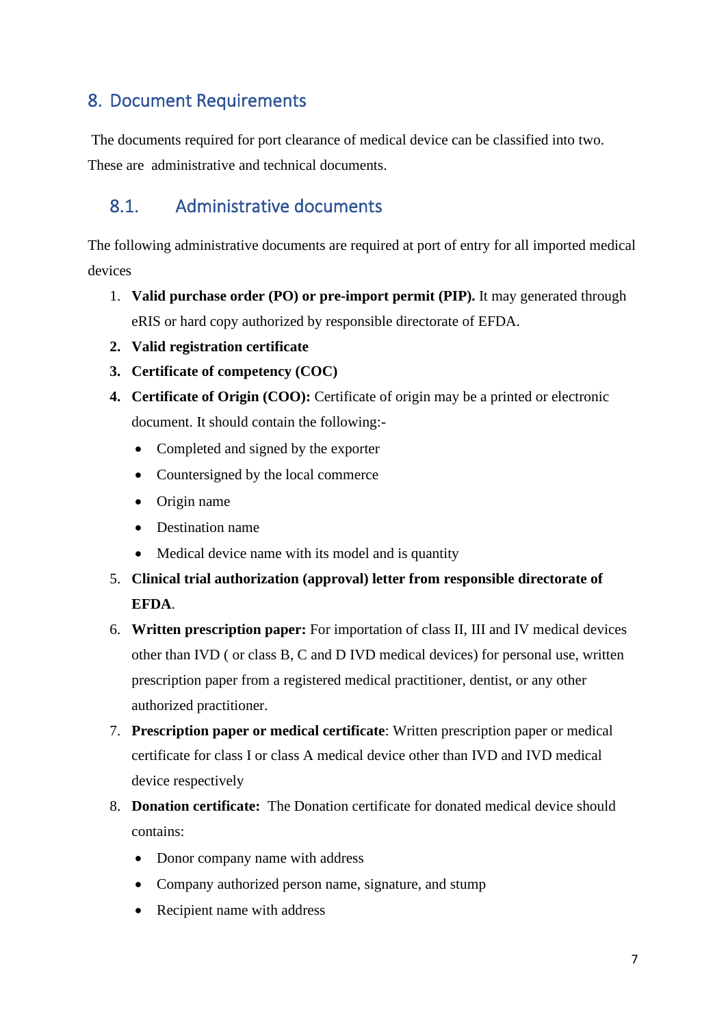## 8. Document Requirements

The documents required for port clearance of medical device can be classified into two. These are administrative and technical documents.

### 8.1. Administrative documents

The following administrative documents are required at port of entry for all imported medical devices

1. **Valid purchase order (PO) or pre-import permit (PIP).** It may generated through eRIS or hard copy authorized by responsible directorate of EFDA.
2. **Valid registration certificate**
3. **Certificate of competency (COC)**
4. **Certificate of Origin (COO):** Certificate of origin may be a printed or electronic document. It should contain the following:-
   - Completed and signed by the exporter
   - Countersigned by the local commerce
   - Origin name
   - Destination name
   - Medical device name with its model and is quantity
5. **Clinical trial authorization (approval) letter from responsible directorate of EFDA**.
6. **Written prescription paper:** For importation of class II, III and IV medical devices other than IVD ( or class B, C and D IVD medical devices) for personal use, written prescription paper from a registered medical practitioner, dentist, or any other authorized practitioner.
7. **Prescription paper or medical certificate**: Written prescription paper or medical certificate for class I or class A medical device other than IVD and IVD medical device respectively
8. **Donation certificate:** The Donation certificate for donated medical device should contains:
   - Donor company name with address
   - Company authorized person name, signature, and stump
   - Recipient name with address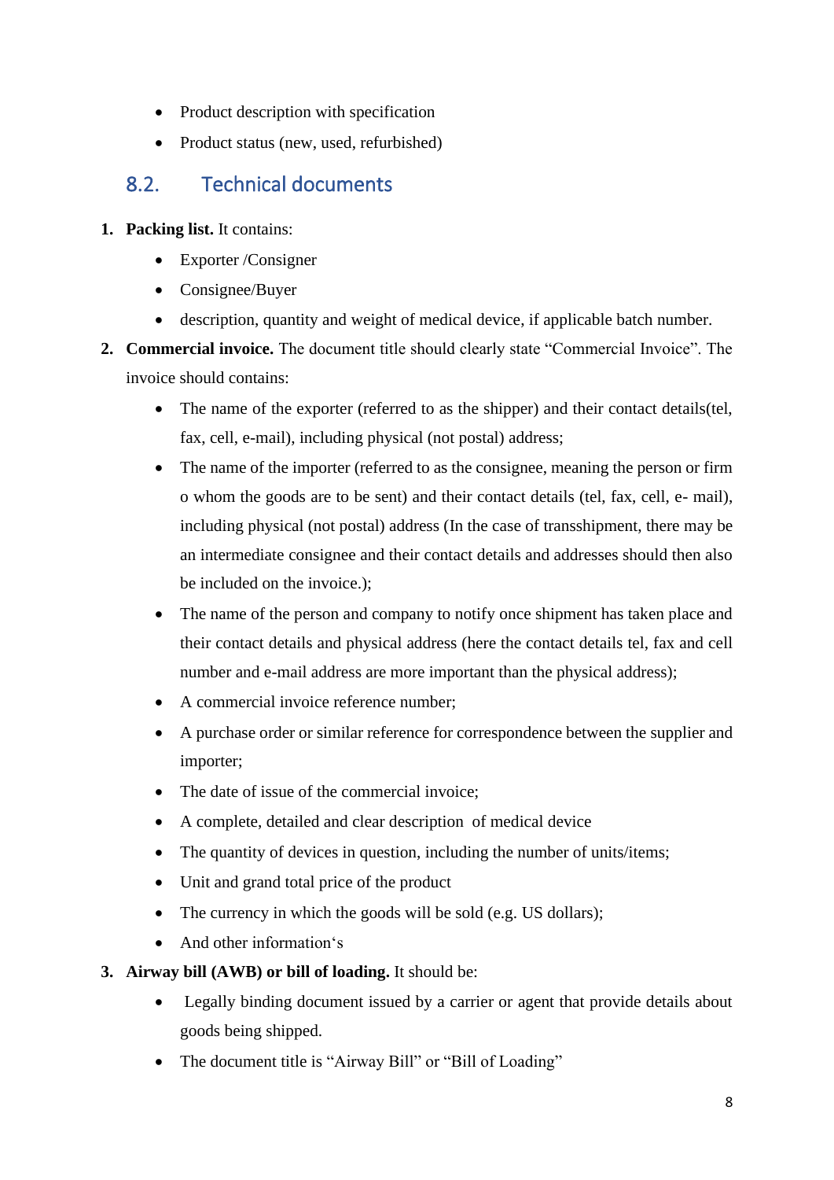- Product description with specification
- Product status (new, used, refurbished)

## 8.2. Technical documents

1. **Packing list.** It contains:
   - Exporter /Consigner
   - Consignee/Buyer
   - description, quantity and weight of medical device, if applicable batch number.
2. **Commercial invoice.** The document title should clearly state “Commercial Invoice”. The invoice should contains:
   - The name of the exporter (referred to as the shipper) and their contact details(tel, fax, cell, e-mail), including physical (not postal) address;
   - The name of the importer (referred to as the consignee, meaning the person or firm o whom the goods are to be sent) and their contact details (tel, fax, cell, e- mail), including physical (not postal) address (In the case of transshipment, there may be an intermediate consignee and their contact details and addresses should then also be included on the invoice.);
   - The name of the person and company to notify once shipment has taken place and their contact details and physical address (here the contact details tel, fax and cell number and e-mail address are more important than the physical address);
   - A commercial invoice reference number;
   - A purchase order or similar reference for correspondence between the supplier and importer;
   - The date of issue of the commercial invoice;
   - A complete, detailed and clear description of medical device
   - The quantity of devices in question, including the number of units/items;
   - Unit and grand total price of the product
   - The currency in which the goods will be sold (e.g. US dollars);
   - And other information‘s
3. **Airway bill (AWB) or bill of loading.** It should be:
   - Legally binding document issued by a carrier or agent that provide details about goods being shipped.
   - The document title is “Airway Bill” or “Bill of Loading”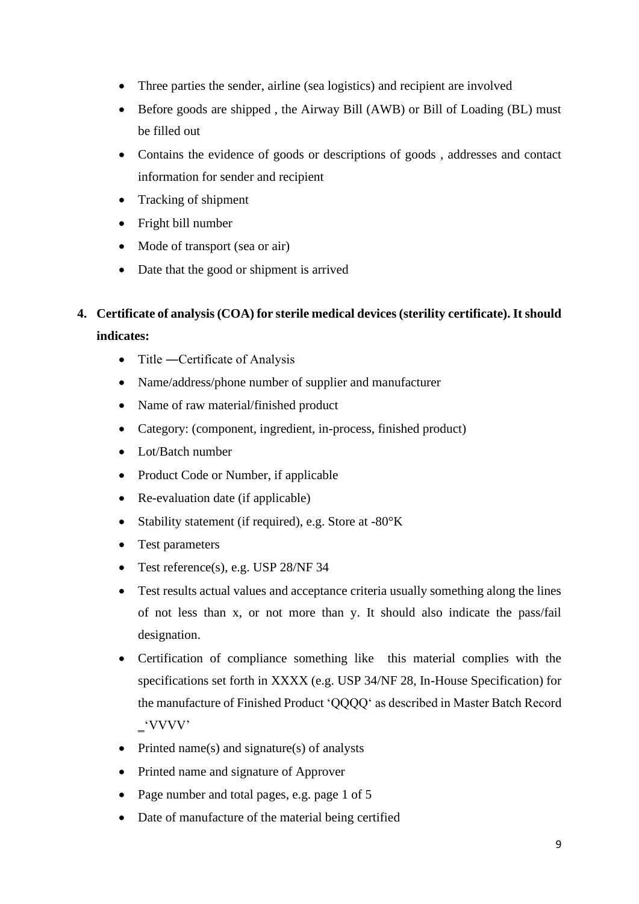- Three parties the sender, airline (sea logistics) and recipient are involved
- Before goods are shipped , the Airway Bill (AWB) or Bill of Loading (BL) must be filled out
- Contains the evidence of goods or descriptions of goods , addresses and contact information for sender and recipient
- Tracking of shipment
- Fright bill number
- Mode of transport (sea or air)
- Date that the good or shipment is arrived

4. **Certificate of analysis (COA) for sterile medical devices (sterility certificate). It should indicates:**
   - Title ―Certificate of Analysis
   - Name/address/phone number of supplier and manufacturer
   - Name of raw material/finished product
   - Category: (component, ingredient, in-process, finished product)
   - Lot/Batch number
   - Product Code or Number, if applicable
   - Re-evaluation date (if applicable)
   - Stability statement (if required), e.g. Store at -80°K
   - Test parameters
   - Test reference(s), e.g. USP 28/NF 34
   - Test results actual values and acceptance criteria usually something along the lines of not less than x, or not more than y. It should also indicate the pass/fail designation.
   - Certification of compliance something like this material complies with the specifications set forth in XXXX (e.g. USP 34/NF 28, In-House Specification) for the manufacture of Finished Product 'QQQQ' as described in Master Batch Record _'VVVV'
   - Printed name(s) and signature(s) of analysts
   - Printed name and signature of Approver
   - Page number and total pages, e.g. page 1 of 5
   - Date of manufacture of the material being certified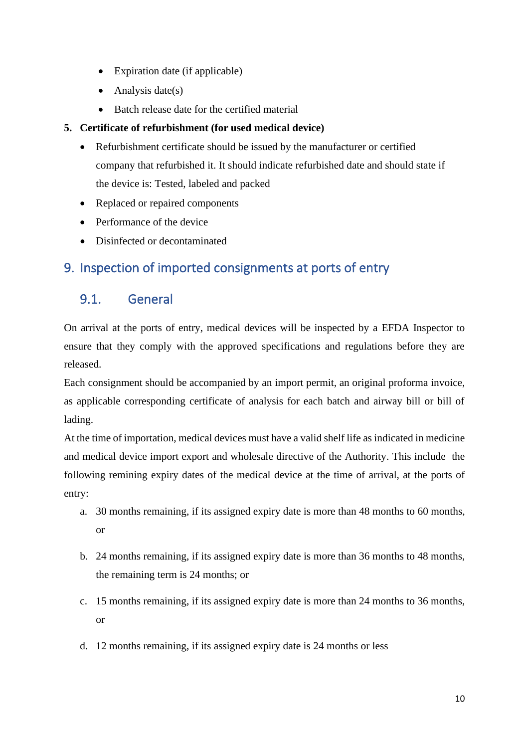- Expiration date (if applicable)
- Analysis date(s)
- Batch release date for the certified material

**5. Certificate of refurbishment (for used medical device)**

- Refurbishment certificate should be issued by the manufacturer or certified company that refurbished it. It should indicate refurbished date and should state if the device is: Tested, labeled and packed
- Replaced or repaired components
- Performance of the device
- Disinfected or decontaminated

# 9. Inspection of imported consignments at ports of entry

## 9.1. General

On arrival at the ports of entry, medical devices will be inspected by a EFDA Inspector to ensure that they comply with the approved specifications and regulations before they are released.

Each consignment should be accompanied by an import permit, an original proforma invoice, as applicable corresponding certificate of analysis for each batch and airway bill or bill of lading.

At the time of importation, medical devices must have a valid shelf life as indicated in medicine and medical device import export and wholesale directive of the Authority. This include the following remining expiry dates of the medical device at the time of arrival, at the ports of entry:

a. 30 months remaining, if its assigned expiry date is more than 48 months to 60 months, or

b. 24 months remaining, if its assigned expiry date is more than 36 months to 48 months, the remaining term is 24 months; or

c. 15 months remaining, if its assigned expiry date is more than 24 months to 36 months, or

d. 12 months remaining, if its assigned expiry date is 24 months or less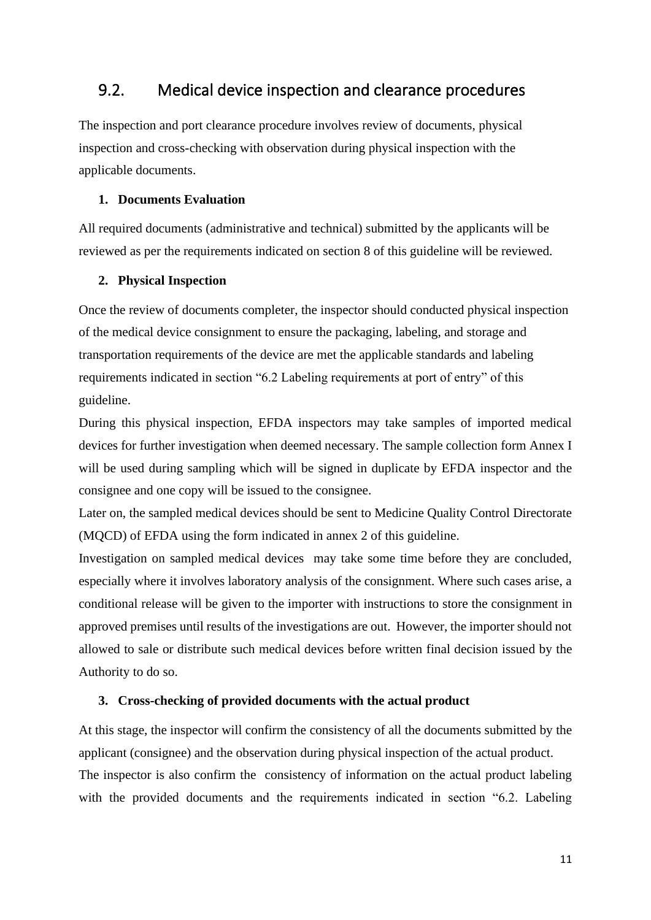## 9.2. Medical device inspection and clearance procedures

The inspection and port clearance procedure involves review of documents, physical inspection and cross-checking with observation during physical inspection with the applicable documents.

**1. Documents Evaluation**

All required documents (administrative and technical) submitted by the applicants will be reviewed as per the requirements indicated on section 8 of this guideline will be reviewed.

**2. Physical Inspection**

Once the review of documents completer, the inspector should conducted physical inspection of the medical device consignment to ensure the packaging, labeling, and storage and transportation requirements of the device are met the applicable standards and labeling requirements indicated in section "6.2 Labeling requirements at port of entry" of this guideline.

During this physical inspection, EFDA inspectors may take samples of imported medical devices for further investigation when deemed necessary. The sample collection form Annex I will be used during sampling which will be signed in duplicate by EFDA inspector and the consignee and one copy will be issued to the consignee.

Later on, the sampled medical devices should be sent to Medicine Quality Control Directorate (MQCD) of EFDA using the form indicated in annex 2 of this guideline.

Investigation on sampled medical devices may take some time before they are concluded, especially where it involves laboratory analysis of the consignment. Where such cases arise, a conditional release will be given to the importer with instructions to store the consignment in approved premises until results of the investigations are out. However, the importer should not allowed to sale or distribute such medical devices before written final decision issued by the Authority to do so.

**3. Cross-checking of provided documents with the actual product**

At this stage, the inspector will confirm the consistency of all the documents submitted by the applicant (consignee) and the observation during physical inspection of the actual product.

The inspector is also confirm the consistency of information on the actual product labeling with the provided documents and the requirements indicated in section "6.2. Labeling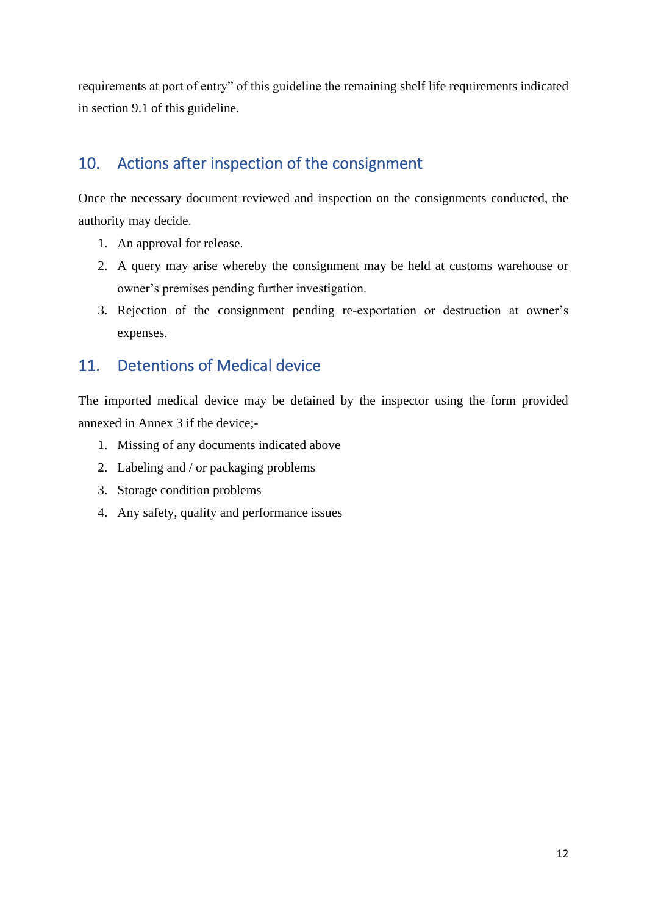requirements at port of entry" of this guideline the remaining shelf life requirements indicated in section 9.1 of this guideline.

## 10. Actions after inspection of the consignment

Once the necessary document reviewed and inspection on the consignments conducted, the authority may decide.

1. An approval for release.
2. A query may arise whereby the consignment may be held at customs warehouse or owner's premises pending further investigation.
3. Rejection of the consignment pending re-exportation or destruction at owner's expenses.

## 11. Detentions of Medical device

The imported medical device may be detained by the inspector using the form provided annexed in Annex 3 if the device;-

1. Missing of any documents indicated above
2. Labeling and / or packaging problems
3. Storage condition problems
4. Any safety, quality and performance issues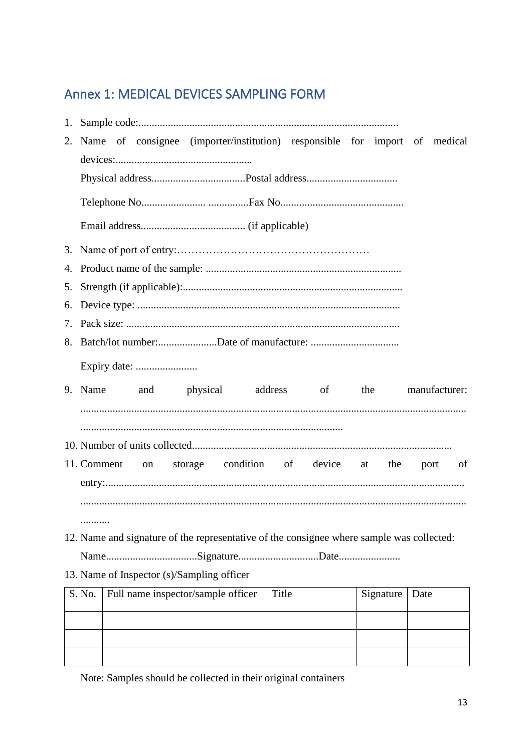## Annex 1: MEDICAL DEVICES SAMPLING FORM

1. Sample code:................................................................................................
2. Name of consignee (importer/institution) responsible for import of medical devices:..................................................

   Physical address..................................Postal address.................................

   Telephone No........................ ...............Fax No.............................................

   Email address...................................... (if applicable)

3. Name of port of entry:………………………………………………
4. Product name of the sample: ........................................................................
5. Strength (if applicable):.................................................................................
6. Device type: .................................................................................................
7. Pack size: .....................................................................................................
8. Batch/lot number:......................Date of manufacture: .................................

   Expiry date: .......................

9. Name and physical address of the manufacturer: ..................................................................................................................................... ................................................................................................
10. Number of units collected................................................................................
11. Comment on storage condition of device at the port of entry:..................................................................................................................... ...................................................................................................................................... ...........
12. Name and signature of the representative of the consignee where sample was collected:

    Name.................................Signature.............................Date.......................

13. Name of Inspector (s)/Sampling officer

| S. No. | Full name inspector/sample officer | Title | Signature | Date |
|---|---|---|---|---|
| | | | | |
| | | | | |
| | | | | |

Note: Samples should be collected in their original containers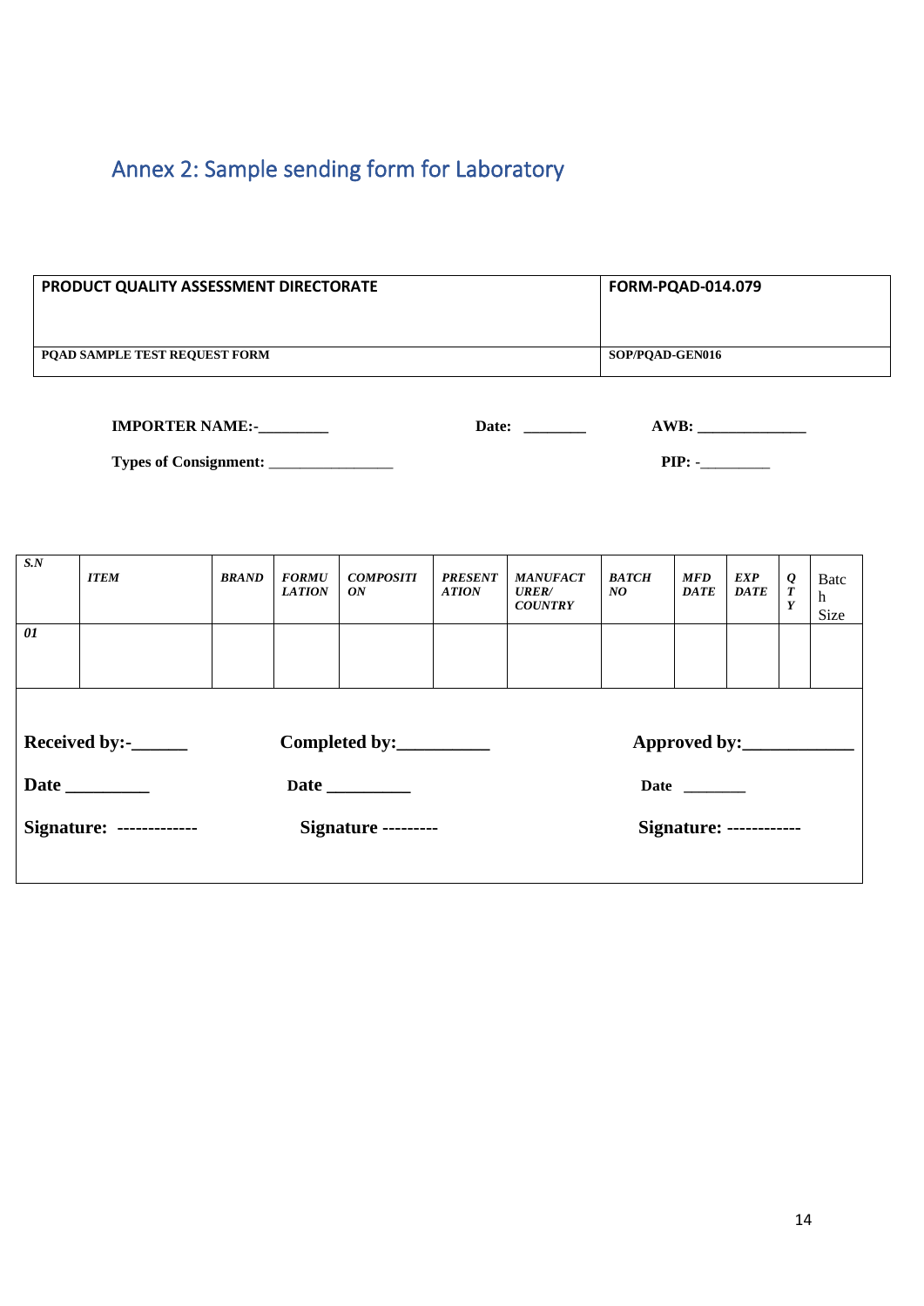## Annex 2: Sample sending form for Laboratory

| **PRODUCT QUALITY ASSESSMENT DIRECTORATE** | **FORM-PQAD-014.079** |
|---|---|
| **PQAD SAMPLE TEST REQUEST FORM** | **SOP/PQAD-GEN016** |

**IMPORTER NAME:-________** **Date: _______** **AWB: _____________**

**Types of Consignment:** _______________ **PIP:** -________

| *S.N* | *ITEM* | *BRAND* | *FORMULATION* | *COMPOSITION* | *PRESENTATION* | *MANUFACTURER/ COUNTRY* | *BATCH NO* | *MFD DATE* | *EXP DATE* | *QTY* | Batch Size |
|---|---|---|---|---|---|---|---|---|---|---|---|
| *01* | | | | | | | | | | | |

**Received by:-______** **Completed by:_________** **Approved by:___________**

**Date _________** **Date _________** **Date _______**

**Signature: -------------** **Signature ---------** **Signature: ------------**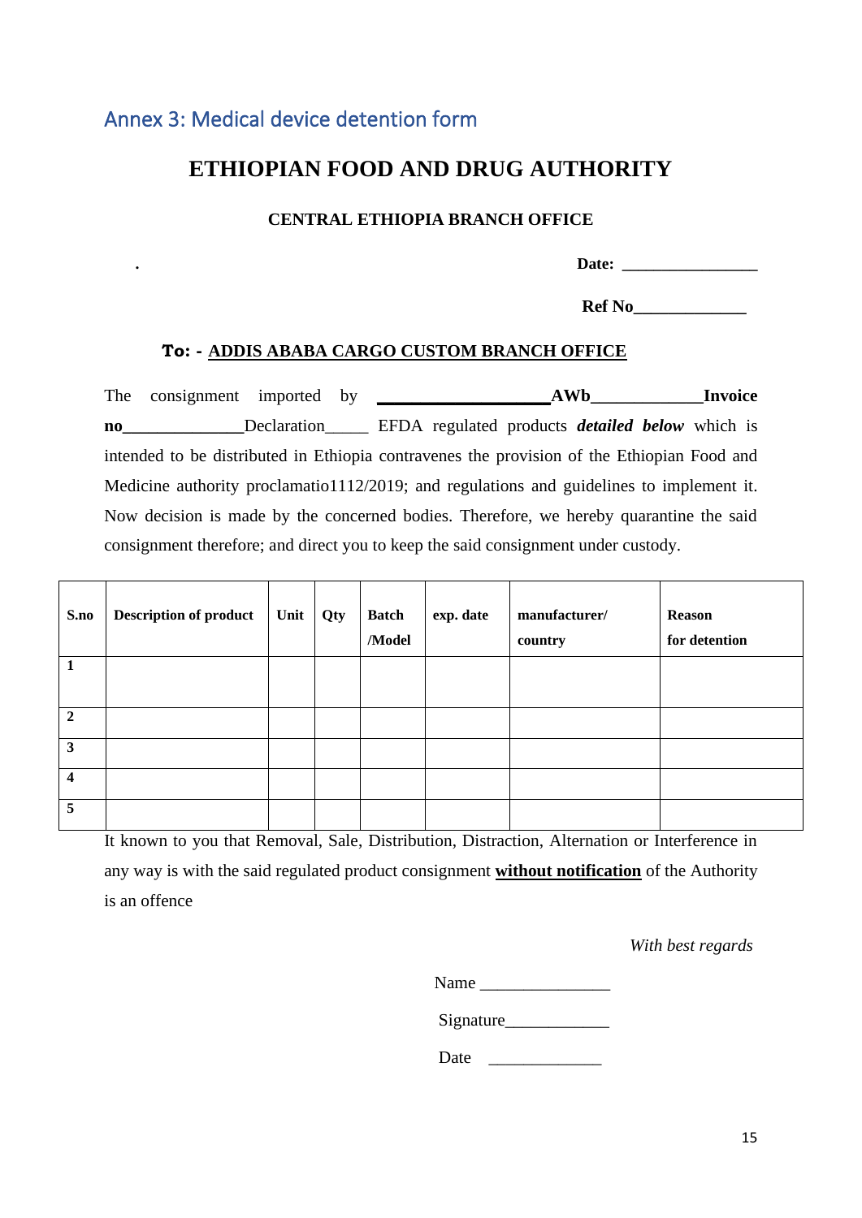## Annex 3: Medical device detention form

# ETHIOPIAN FOOD AND DRUG AUTHORITY

**CENTRAL ETHIOPIA BRANCH OFFICE**

.                                                                                   **Date: ________________**

**Ref No_____________**

**To: - ADDIS ABABA CARGO CUSTOM BRANCH OFFICE**

The consignment imported by **___________________AWb____________Invoice no______________**Declaration_____ EFDA regulated products ***detailed below*** which is intended to be distributed in Ethiopia contravenes the provision of the Ethiopian Food and Medicine authority proclamatio1112/2019; and regulations and guidelines to implement it. Now decision is made by the concerned bodies. Therefore, we hereby quarantine the said consignment therefore; and direct you to keep the said consignment under custody.

| S.no | Description of product | Unit | Qty | Batch /Model | exp. date | manufacturer/ country | Reason for detention |
|---|---|---|---|---|---|---|---|
| 1 | | | | | | | |
| 2 | | | | | | | |
| 3 | | | | | | | |
| 4 | | | | | | | |
| 5 | | | | | | | |

It known to you that Removal, Sale, Distribution, Distraction, Alternation or Interference in any way is with the said regulated product consignment **without notification** of the Authority is an offence

*With best regards*

Name _______________

Signature____________

Date _____________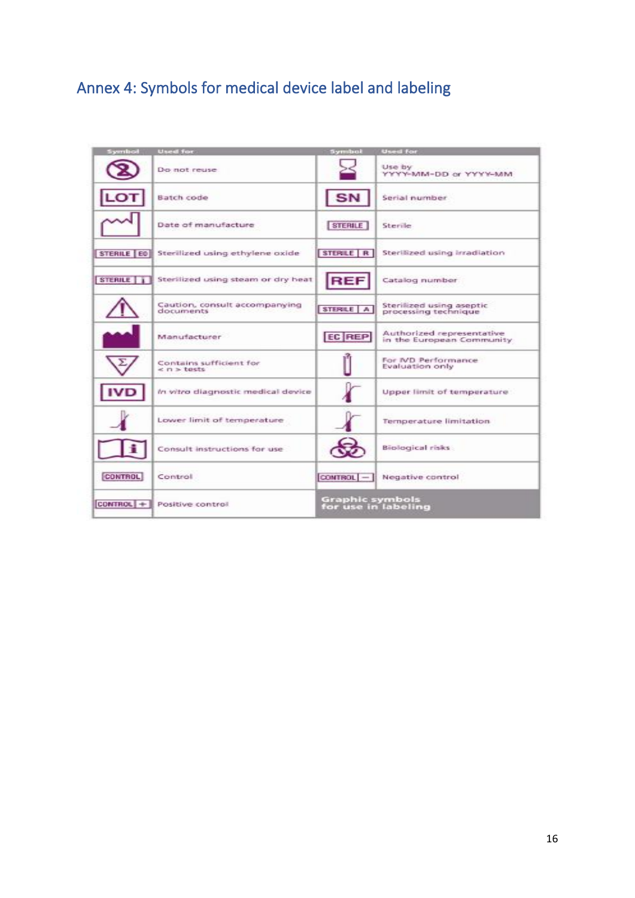## Annex 4: Symbols for medical device label and labeling

| Symbol | Used for | Symbol | Used for |
|---|---|---|---|
| (2 crossed) | Do not reuse | (hourglass) | Use by YYYY-MM-DD or YYYY-MM |
| LOT | Batch code | SN | Serial number |
| (factory outline) | Date of manufacture | STERILE | Sterile |
| STERILE EO | Sterilized using ethylene oxide | STERILE R | Sterilized using irradiation |
| STERILE | Sterilized using steam or dry heat | REF | Catalog number |
| (warning triangle) | Caution, consult accompanying documents | STERILE A | Sterilized using aseptic processing technique |
| (factory) | Manufacturer | EC REP | Authorized representative in the European Community |
| (Σ) | Contains sufficient for < n > tests | (test tube) | For IVD Performance Evaluation only |
| IVD | *In vitro* diagnostic medical device | (thermometer) | Upper limit of temperature |
| (thermometer) | Lower limit of temperature | (thermometer) | Temperature limitation |
| (book i) | Consult instructions for use | (biohazard) | Biological risks |
| CONTROL | Control | CONTROL – | Negative control |
| CONTROL + | Positive control | **Graphic symbols for use in labeling** | |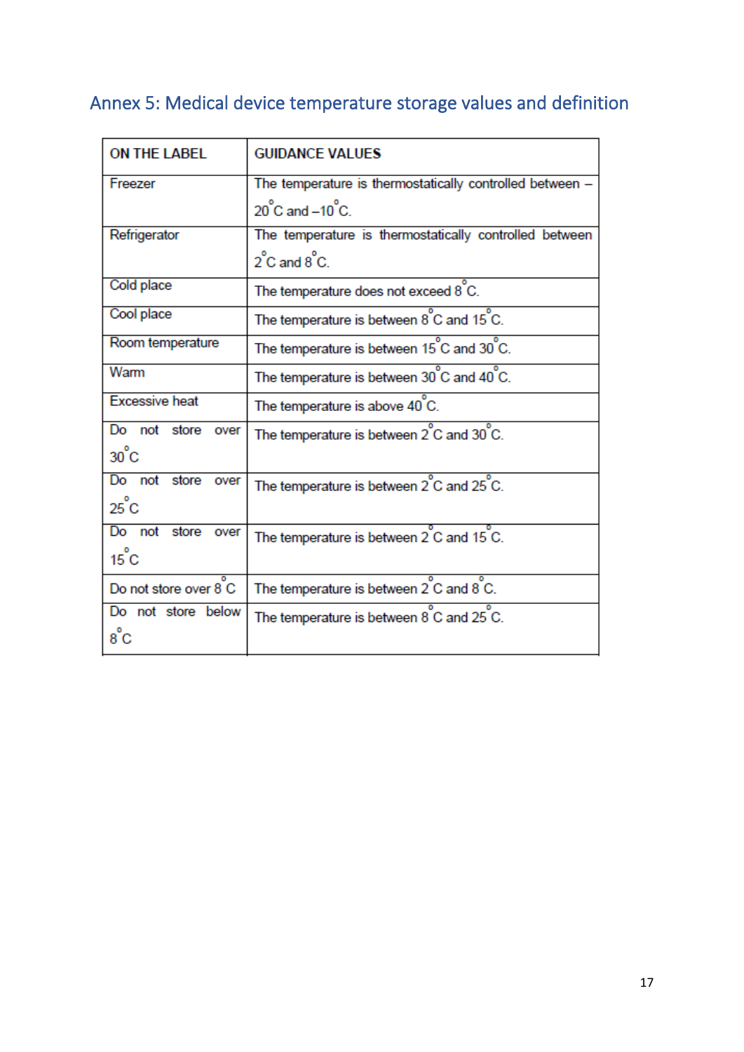## Annex 5: Medical device temperature storage values and definition

| ON THE LABEL | GUIDANCE VALUES |
|---|---|
| Freezer | The temperature is thermostatically controlled between –20°C and –10°C. |
| Refrigerator | The temperature is thermostatically controlled between 2°C and 8°C. |
| Cold place | The temperature does not exceed 8°C. |
| Cool place | The temperature is between 8°C and 15°C. |
| Room temperature | The temperature is between 15°C and 30°C. |
| Warm | The temperature is between 30°C and 40°C. |
| Excessive heat | The temperature is above 40°C. |
| Do not store over 30°C | The temperature is between 2°C and 30°C. |
| Do not store over 25°C | The temperature is between 2°C and 25°C. |
| Do not store over 15°C | The temperature is between 2°C and 15°C. |
| Do not store over 8°C | The temperature is between 2°C and 8°C. |
| Do not store below 8°C | The temperature is between 8°C and 25°C. |